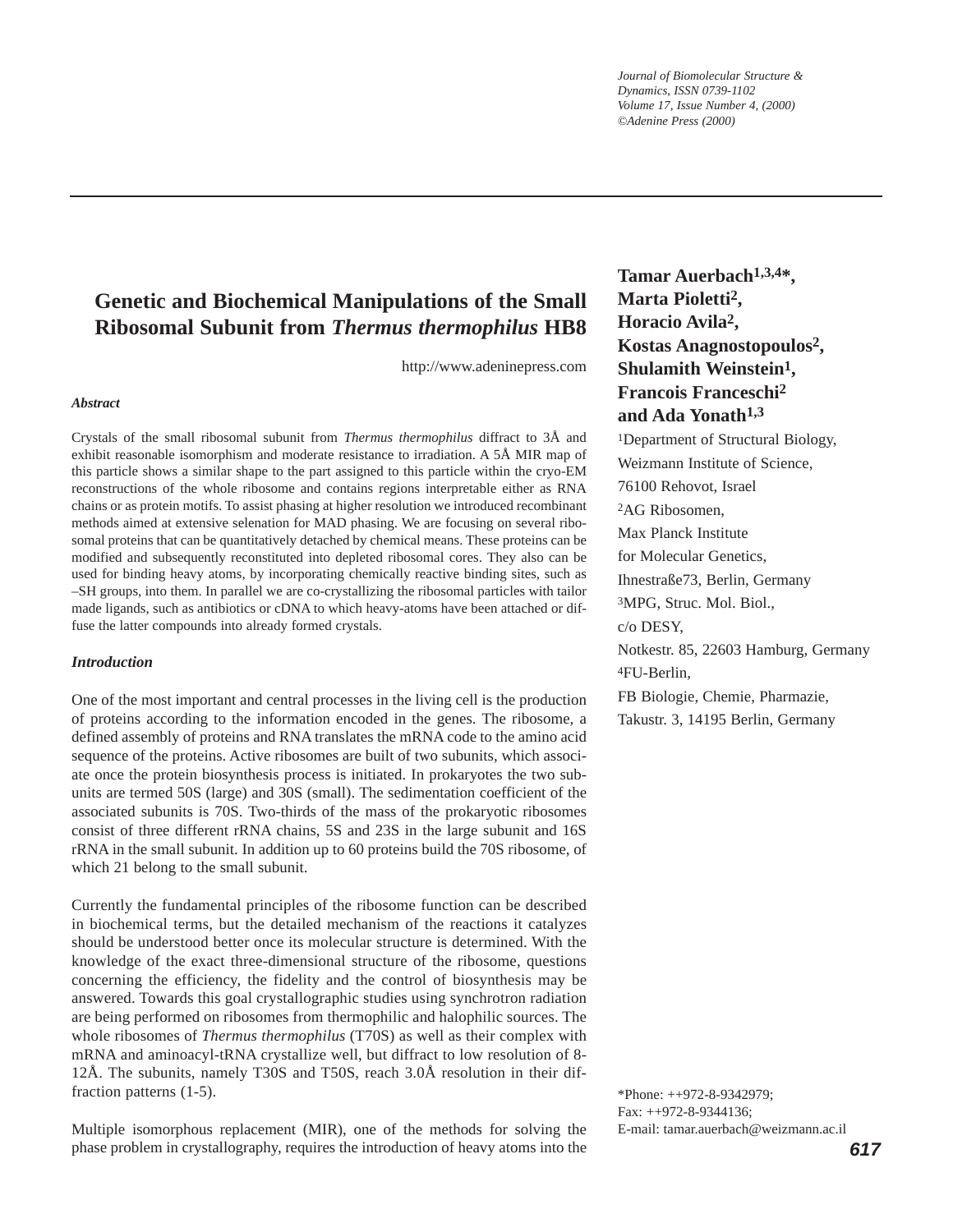# Genetic and Biochemical Manipulations of the Small Ribosomal Subunit from *Thermus thermophilus* HB8

http://www.adeninepress.com

**Tamar Auerbach[1,3,4*], Marta Pioletti[2], Horacio Avila[2], Kostas Anagnostopoulos[2], Shulamith Weinstein[1], Francois Franceschi[2] and Ada Yonath[1,3]**

[1]Department of Structural Biology, Weizmann Institute of Science, 76100 Rehovot, Israel
[2]AG Ribosomen, Max Planck Institute for Molecular Genetics, Ihnestraße73, Berlin, Germany
[3]MPG, Struc. Mol. Biol., c/o DESY, Notkestr. 85, 22603 Hamburg, Germany
[4]FU-Berlin, FB Biologie, Chemie, Pharmazie, Takustr. 3, 14195 Berlin, Germany

*Phone: ++972-8-9342979;
Fax: ++972-8-9344136;
E-mail: tamar.auerbach@weizmann.ac.il

### *Abstract*

Crystals of the small ribosomal subunit from *Thermus thermophilus* diffract to 3Å and exhibit reasonable isomorphism and moderate resistance to irradiation. A 5Å MIR map of this particle shows a similar shape to the part assigned to this particle within the cryo-EM reconstructions of the whole ribosome and contains regions interpretable either as RNA chains or as protein motifs. To assist phasing at higher resolution we introduced recombinant methods aimed at extensive selenation for MAD phasing. We are focusing on several ribosomal proteins that can be quantitatively detached by chemical means. These proteins can be modified and subsequently reconstituted into depleted ribosomal cores. They also can be used for binding heavy atoms, by incorporating chemically reactive binding sites, such as –SH groups, into them. In parallel we are co-crystallizing the ribosomal particles with tailor made ligands, such as antibiotics or cDNA to which heavy-atoms have been attached or diffuse the latter compounds into already formed crystals.

### *Introduction*

One of the most important and central processes in the living cell is the production of proteins according to the information encoded in the genes. The ribosome, a defined assembly of proteins and RNA translates the mRNA code to the amino acid sequence of the proteins. Active ribosomes are built of two subunits, which associate once the protein biosynthesis process is initiated. In prokaryotes the two subunits are termed 50S (large) and 30S (small). The sedimentation coefficient of the associated subunits is 70S. Two-thirds of the mass of the prokaryotic ribosomes consist of three different rRNA chains, 5S and 23S in the large subunit and 16S rRNA in the small subunit. In addition up to 60 proteins build the 70S ribosome, of which 21 belong to the small subunit.

Currently the fundamental principles of the ribosome function can be described in biochemical terms, but the detailed mechanism of the reactions it catalyzes should be understood better once its molecular structure is determined. With the knowledge of the exact three-dimensional structure of the ribosome, questions concerning the efficiency, the fidelity and the control of biosynthesis may be answered. Towards this goal crystallographic studies using synchrotron radiation are being performed on ribosomes from thermophilic and halophilic sources. The whole ribosomes of *Thermus thermophilus* (T70S) as well as their complex with mRNA and aminoacyl-tRNA crystallize well, but diffract to low resolution of 8-12Å. The subunits, namely T30S and T50S, reach 3.0Å resolution in their diffraction patterns (1-5).

Multiple isomorphous replacement (MIR), one of the methods for solving the phase problem in crystallography, requires the introduction of heavy atoms into the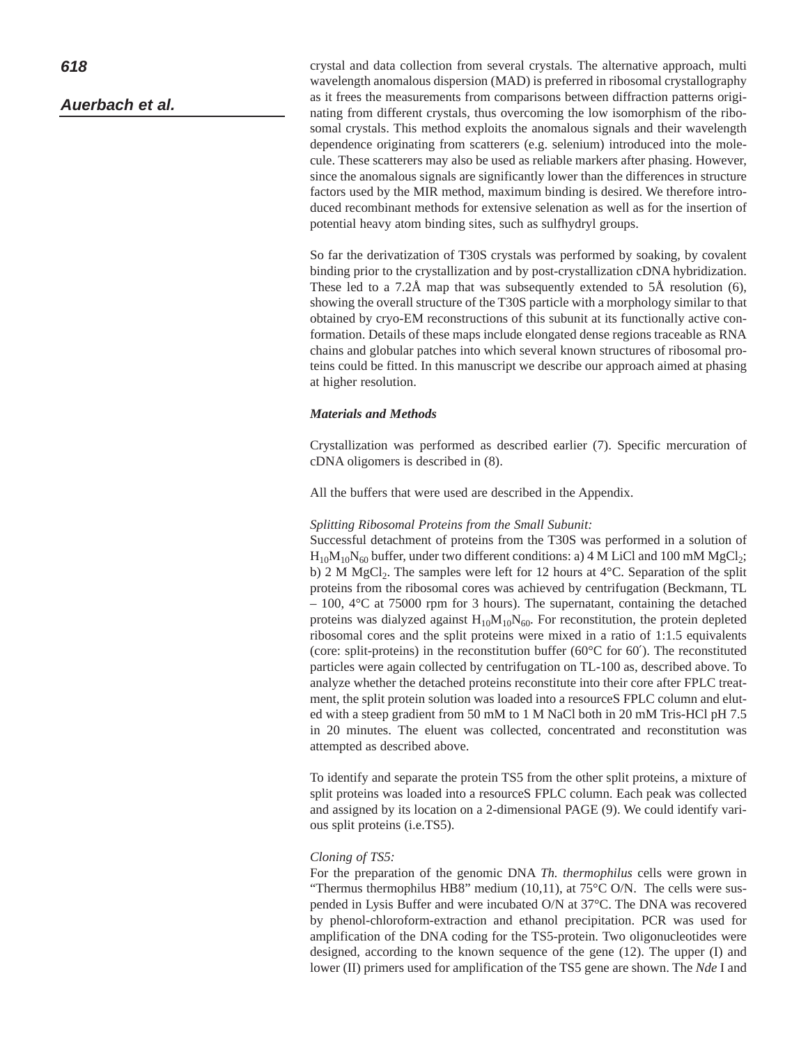crystal and data collection from several crystals. The alternative approach, multi wavelength anomalous dispersion (MAD) is preferred in ribosomal crystallography as it frees the measurements from comparisons between diffraction patterns originating from different crystals, thus overcoming the low isomorphism of the ribosomal crystals. This method exploits the anomalous signals and their wavelength dependence originating from scatterers (e.g. selenium) introduced into the molecule. These scatterers may also be used as reliable markers after phasing. However, since the anomalous signals are significantly lower than the differences in structure factors used by the MIR method, maximum binding is desired. We therefore introduced recombinant methods for extensive selenation as well as for the insertion of potential heavy atom binding sites, such as sulfhydryl groups.

So far the derivatization of T30S crystals was performed by soaking, by covalent binding prior to the crystallization and by post-crystallization cDNA hybridization. These led to a 7.2Å map that was subsequently extended to 5Å resolution (6), showing the overall structure of the T30S particle with a morphology similar to that obtained by cryo-EM reconstructions of this subunit at its functionally active conformation. Details of these maps include elongated dense regions traceable as RNA chains and globular patches into which several known structures of ribosomal proteins could be fitted. In this manuscript we describe our approach aimed at phasing at higher resolution.

### *Materials and Methods*

Crystallization was performed as described earlier (7). Specific mercuration of cDNA oligomers is described in (8).

All the buffers that were used are described in the Appendix.

*Splitting Ribosomal Proteins from the Small Subunit:*

Successful detachment of proteins from the T30S was performed in a solution of $H_{10}M_{10}N_{60}$ buffer, under two different conditions: a) 4 M LiCl and 100 mM $MgCl_2$; b) 2 M $MgCl_2$. The samples were left for 12 hours at 4°C. Separation of the split proteins from the ribosomal cores was achieved by centrifugation (Beckmann, TL – 100, 4°C at 75000 rpm for 3 hours). The supernatant, containing the detached proteins was dialyzed against $H_{10}M_{10}N_{60}$. For reconstitution, the protein depleted ribosomal cores and the split proteins were mixed in a ratio of 1:1.5 equivalents (core: split-proteins) in the reconstitution buffer (60°C for 60′). The reconstituted particles were again collected by centrifugation on TL-100 as, described above. To analyze whether the detached proteins reconstitute into their core after FPLC treatment, the split protein solution was loaded into a resourceS FPLC column and eluted with a steep gradient from 50 mM to 1 M NaCl both in 20 mM Tris-HCl pH 7.5 in 20 minutes. The eluent was collected, concentrated and reconstitution was attempted as described above.

To identify and separate the protein TS5 from the other split proteins, a mixture of split proteins was loaded into a resourceS FPLC column. Each peak was collected and assigned by its location on a 2-dimensional PAGE (9). We could identify various split proteins (i.e.TS5).

*Cloning of TS5:*

For the preparation of the genomic DNA *Th. thermophilus* cells were grown in “Thermus thermophilus HB8” medium (10,11), at 75°C O/N. The cells were suspended in Lysis Buffer and were incubated O/N at 37°C. The DNA was recovered by phenol-chloroform-extraction and ethanol precipitation. PCR was used for amplification of the DNA coding for the TS5-protein. Two oligonucleotides were designed, according to the known sequence of the gene (12). The upper (I) and lower (II) primers used for amplification of the TS5 gene are shown. The *Nde* I and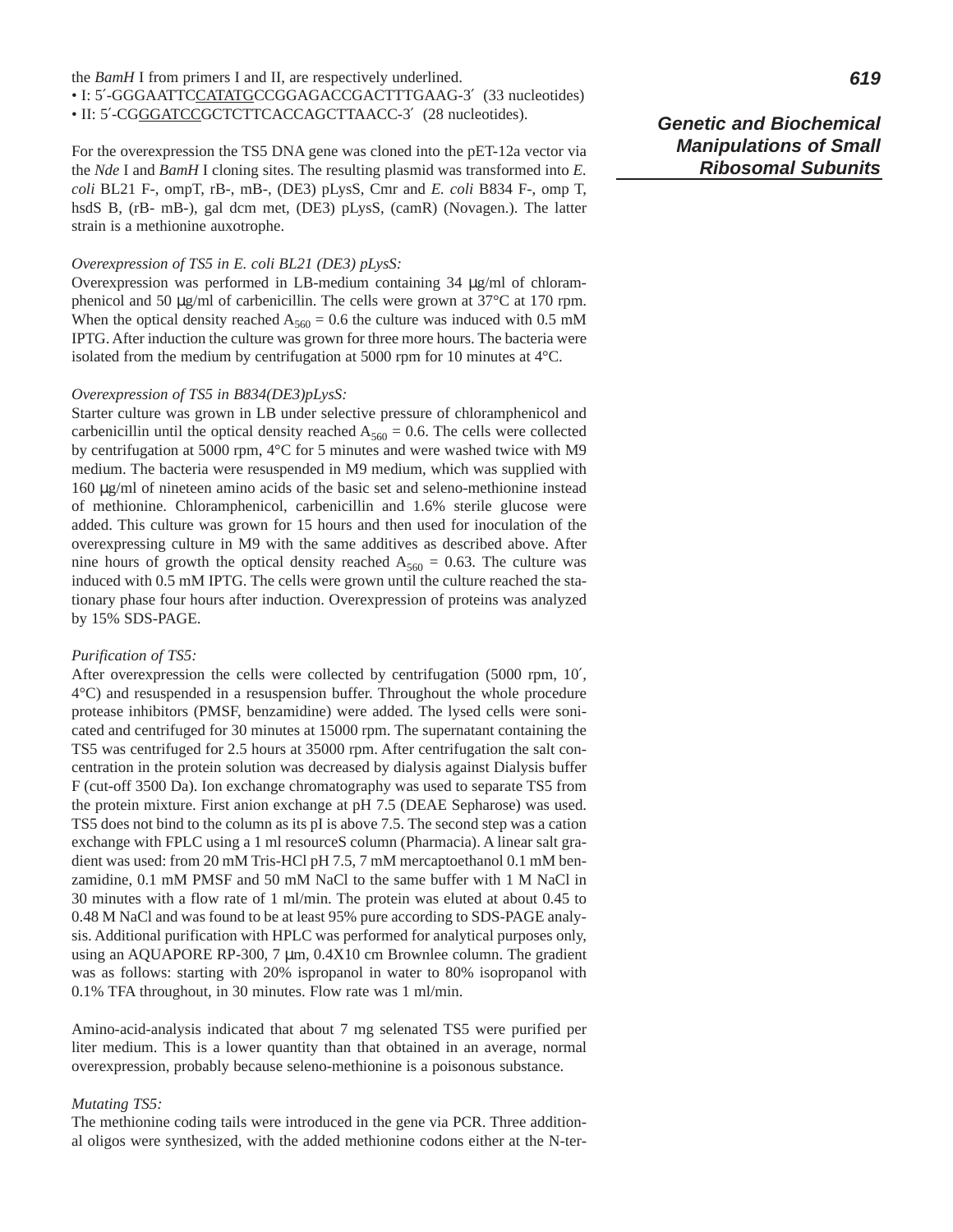the *BamH* I from primers I and II, are respectively underlined.

- I: 5′-GGGAATTC<u>CATATG</u>CCGGAGACCGACTTTGAAG-3′ (33 nucleotides)
- II: 5′-CG<u>GGATCC</u>GCTCTTCACCAGCTTAACC-3′ (28 nucleotides).

For the overexpression the TS5 DNA gene was cloned into the pET-12a vector via the *Nde* I and *BamH* I cloning sites. The resulting plasmid was transformed into *E. coli* BL21 F-, ompT, rB-, mB-, (DE3) pLysS, Cmr and *E. coli* B834 F-, omp T, hsdS B, (rB- mB-), gal dcm met, (DE3) pLysS, (camR) (Novagen.). The latter strain is a methionine auxotrophe.

*Overexpression of TS5 in E. coli BL21 (DE3) pLysS:*

Overexpression was performed in LB-medium containing 34 μg/ml of chloramphenicol and 50 μg/ml of carbenicillin. The cells were grown at 37°C at 170 rpm. When the optical density reached $A_{560}$ = 0.6 the culture was induced with 0.5 mM IPTG. After induction the culture was grown for three more hours. The bacteria were isolated from the medium by centrifugation at 5000 rpm for 10 minutes at 4°C.

*Overexpression of TS5 in B834(DE3)pLysS:*

Starter culture was grown in LB under selective pressure of chloramphenicol and carbenicillin until the optical density reached $A_{560}$ = 0.6. The cells were collected by centrifugation at 5000 rpm, 4°C for 5 minutes and were washed twice with M9 medium. The bacteria were resuspended in M9 medium, which was supplied with 160 μg/ml of nineteen amino acids of the basic set and seleno-methionine instead of methionine. Chloramphenicol, carbenicillin and 1.6% sterile glucose were added. This culture was grown for 15 hours and then used for inoculation of the overexpressing culture in M9 with the same additives as described above. After nine hours of growth the optical density reached $A_{560}$ = 0.63. The culture was induced with 0.5 mM IPTG. The cells were grown until the culture reached the stationary phase four hours after induction. Overexpression of proteins was analyzed by 15% SDS-PAGE.

*Purification of TS5:*

After overexpression the cells were collected by centrifugation (5000 rpm, 10′, 4°C) and resuspended in a resuspension buffer. Throughout the whole procedure protease inhibitors (PMSF, benzamidine) were added. The lysed cells were sonicated and centrifuged for 30 minutes at 15000 rpm. The supernatant containing the TS5 was centrifuged for 2.5 hours at 35000 rpm. After centrifugation the salt concentration in the protein solution was decreased by dialysis against Dialysis buffer F (cut-off 3500 Da). Ion exchange chromatography was used to separate TS5 from the protein mixture. First anion exchange at pH 7.5 (DEAE Sepharose) was used. TS5 does not bind to the column as its pI is above 7.5. The second step was a cation exchange with FPLC using a 1 ml resourceS column (Pharmacia). A linear salt gradient was used: from 20 mM Tris-HCl pH 7.5, 7 mM mercaptoethanol 0.1 mM benzamidine, 0.1 mM PMSF and 50 mM NaCl to the same buffer with 1 M NaCl in 30 minutes with a flow rate of 1 ml/min. The protein was eluted at about 0.45 to 0.48 M NaCl and was found to be at least 95% pure according to SDS-PAGE analysis. Additional purification with HPLC was performed for analytical purposes only, using an AQUAPORE RP-300, 7 μm, 0.4X10 cm Brownlee column. The gradient was as follows: starting with 20% ispropanol in water to 80% isopropanol with 0.1% TFA throughout, in 30 minutes. Flow rate was 1 ml/min.

Amino-acid-analysis indicated that about 7 mg selenated TS5 were purified per liter medium. This is a lower quantity than that obtained in an average, normal overexpression, probably because seleno-methionine is a poisonous substance.

*Mutating TS5:*

The methionine coding tails were introduced in the gene via PCR. Three additional oligos were synthesized, with the added methionine codons either at the N-ter-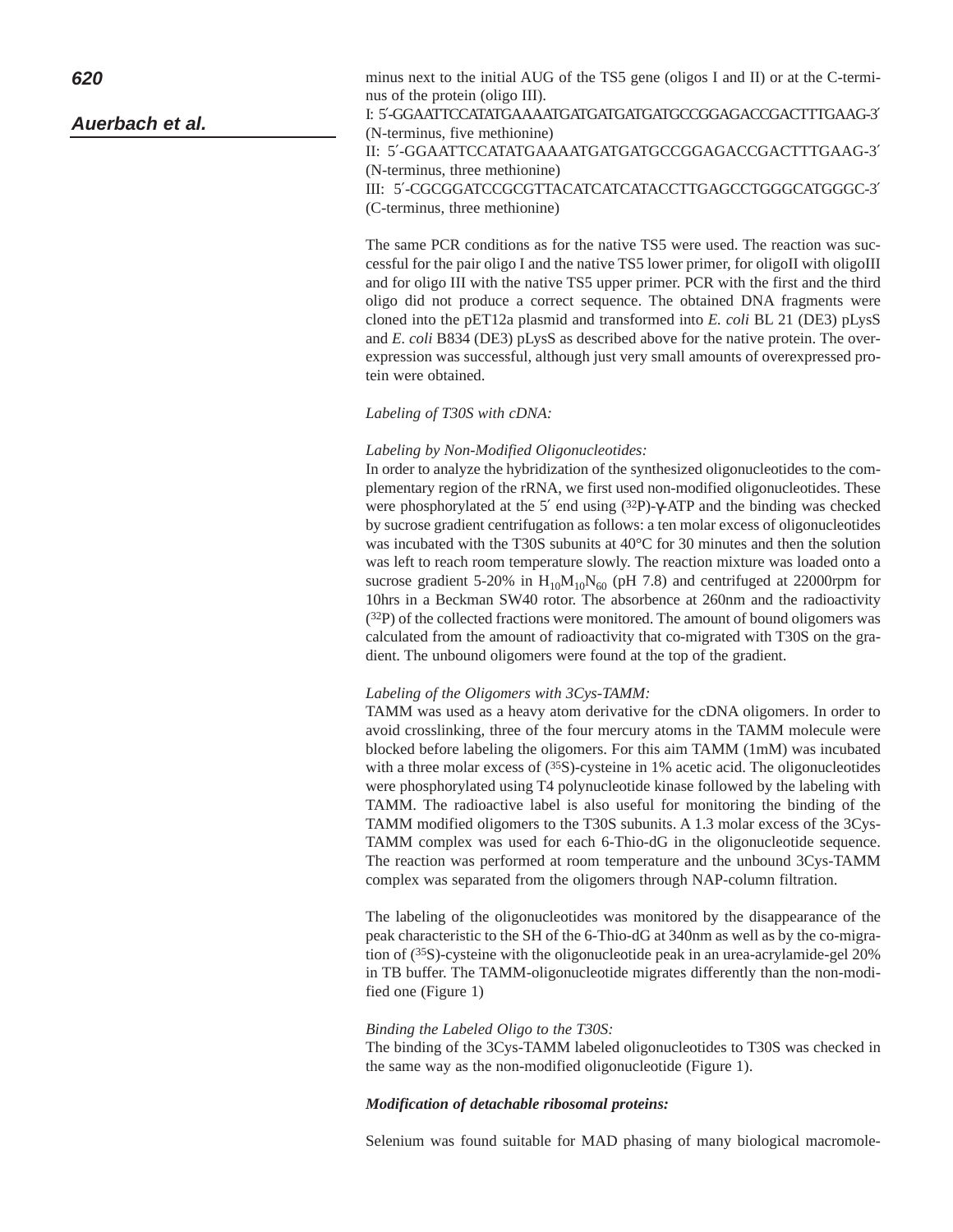minus next to the initial AUG of the TS5 gene (oligos I and II) or at the C-terminus of the protein (oligo III).

I: 5´-GGAATTCCATATGAAAATGATGATGATGATGCCGGAGACCGACTTTGAAG-3´ (N-terminus, five methionine)

II: 5´-GGAATTCCATATGAAAATGATGATGCCGGAGACCGACTTTGAAG-3´ (N-terminus, three methionine)

III: 5´-CGCGGATCCGCGTTACATCATCATACCTTGAGCCTGGGCATGGGC-3´ (C-terminus, three methionine)

The same PCR conditions as for the native TS5 were used. The reaction was successful for the pair oligo I and the native TS5 lower primer, for oligoII with oligoIII and for oligo III with the native TS5 upper primer. PCR with the first and the third oligo did not produce a correct sequence. The obtained DNA fragments were cloned into the pET12a plasmid and transformed into *E. coli* BL 21 (DE3) pLysS and *E. coli* B834 (DE3) pLysS as described above for the native protein. The overexpression was successful, although just very small amounts of overexpressed protein were obtained.

*Labeling of T30S with cDNA:*

*Labeling by Non-Modified Oligonucleotides:*

In order to analyze the hybridization of the synthesized oligonucleotides to the complementary region of the rRNA, we first used non-modified oligonucleotides. These were phosphorylated at the 5´ end using ($^{32}$P)-γ-ATP and the binding was checked by sucrose gradient centrifugation as follows: a ten molar excess of oligonucleotides was incubated with the T30S subunits at 40°C for 30 minutes and then the solution was left to reach room temperature slowly. The reaction mixture was loaded onto a sucrose gradient 5-20% in $H_{10}M_{10}N_{60}$ (pH 7.8) and centrifuged at 22000rpm for 10hrs in a Beckman SW40 rotor. The absorbence at 260nm and the radioactivity ($^{32}$P) of the collected fractions were monitored. The amount of bound oligomers was calculated from the amount of radioactivity that co-migrated with T30S on the gradient. The unbound oligomers were found at the top of the gradient.

*Labeling of the Oligomers with 3Cys-TAMM:*

TAMM was used as a heavy atom derivative for the cDNA oligomers. In order to avoid crosslinking, three of the four mercury atoms in the TAMM molecule were blocked before labeling the oligomers. For this aim TAMM (1mM) was incubated with a three molar excess of ($^{35}$S)-cysteine in 1% acetic acid. The oligonucleotides were phosphorylated using T4 polynucleotide kinase followed by the labeling with TAMM. The radioactive label is also useful for monitoring the binding of the TAMM modified oligomers to the T30S subunits. A 1.3 molar excess of the 3Cys-TAMM complex was used for each 6-Thio-dG in the oligonucleotide sequence. The reaction was performed at room temperature and the unbound 3Cys-TAMM complex was separated from the oligomers through NAP-column filtration.

The labeling of the oligonucleotides was monitored by the disappearance of the peak characteristic to the SH of the 6-Thio-dG at 340nm as well as by the co-migration of ($^{35}$S)-cysteine with the oligonucleotide peak in an urea-acrylamide-gel 20% in TB buffer. The TAMM-oligonucleotide migrates differently than the non-modified one (Figure 1)

*Binding the Labeled Oligo to the T30S:*

The binding of the 3Cys-TAMM labeled oligonucleotides to T30S was checked in the same way as the non-modified oligonucleotide (Figure 1).

***Modification of detachable ribosomal proteins:***

Selenium was found suitable for MAD phasing of many biological macromole-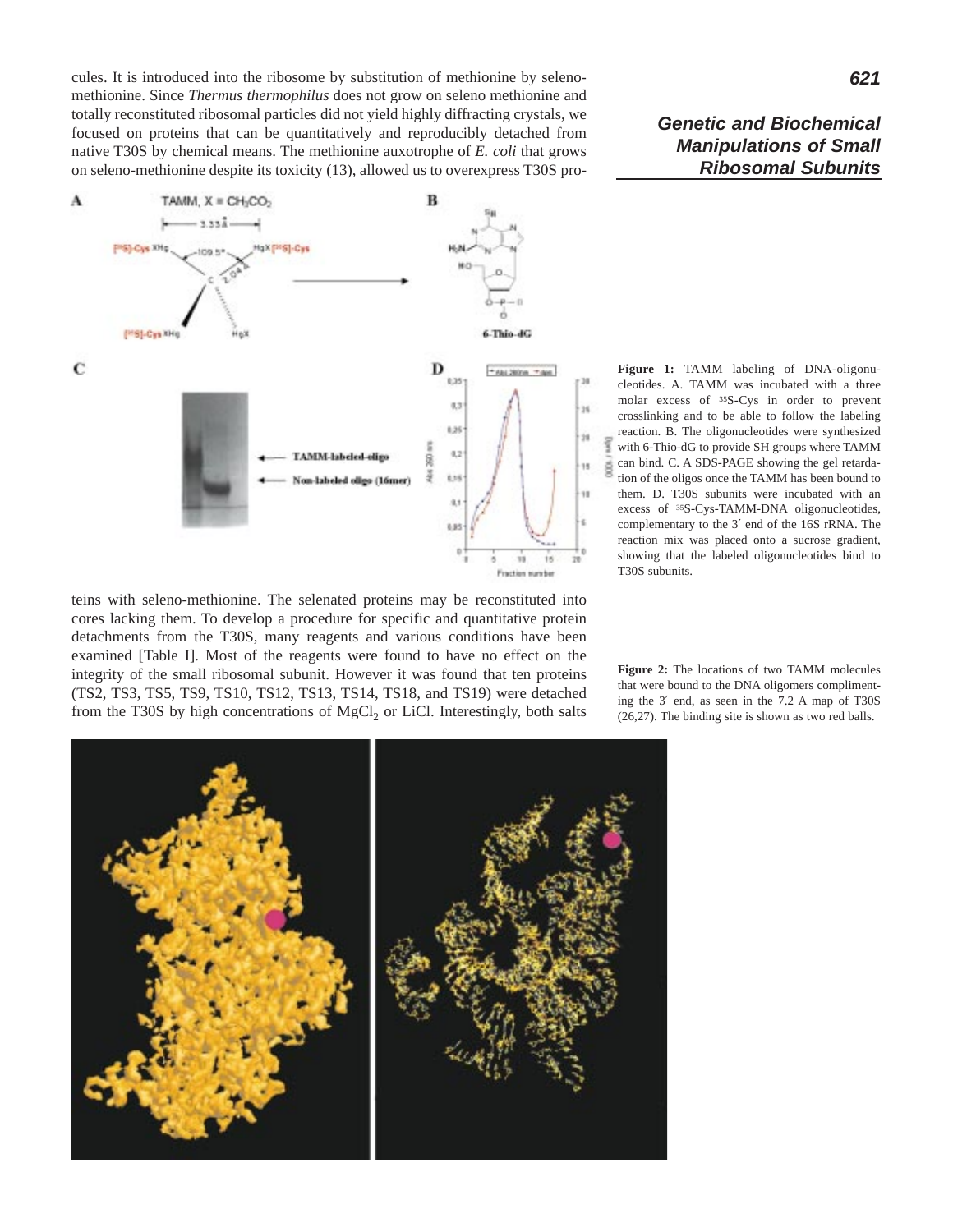cules. It is introduced into the ribosome by substitution of methionine by seleno-methionine. Since *Thermus thermophilus* does not grow on seleno methionine and totally reconstituted ribosomal particles did not yield highly diffracting crystals, we focused on proteins that can be quantitatively and reproducibly detached from native T30S by chemical means. The methionine auxotrophe of *E. coli* that grows on seleno-methionine despite its toxicity (13), allowed us to overexpress T30S proteins with seleno-methionine. The selenated proteins may be reconstituted into cores lacking them. To develop a procedure for specific and quantitative protein detachments from the T30S, many reagents and various conditions have been examined [Table I]. Most of the reagents were found to have no effect on the integrity of the small ribosomal subunit. However it was found that ten proteins (TS2, TS3, TS5, TS9, TS10, TS12, TS13, TS14, TS18, and TS19) were detached from the T30S by high concentrations of $MgCl_2$ or LiCl. Interestingly, both salts

**Figure 1:** TAMM labeling of DNA-oligonucleotides. A. TAMM was incubated with a three molar excess of $^{35}$S-Cys in order to prevent crosslinking and to be able to follow the labeling reaction. B. The oligonucleotides were synthesized with 6-Thio-dG to provide SH groups where TAMM can bind. C. A SDS-PAGE showing the gel retardation of the oligos once the TAMM has been bound to them. D. T30S subunits were incubated with an excess of $^{35}$S-Cys-TAMM-DNA oligonucleotides, complementary to the 3′ end of the 16S rRNA. The reaction mix was placed onto a sucrose gradient, showing that the labeled oligonucleotides bind to T30S subunits.

**Figure 2:** The locations of two TAMM molecules that were bound to the DNA oligomers complimenting the 3′ end, as seen in the 7.2 A map of T30S (26,27). The binding site is shown as two red balls.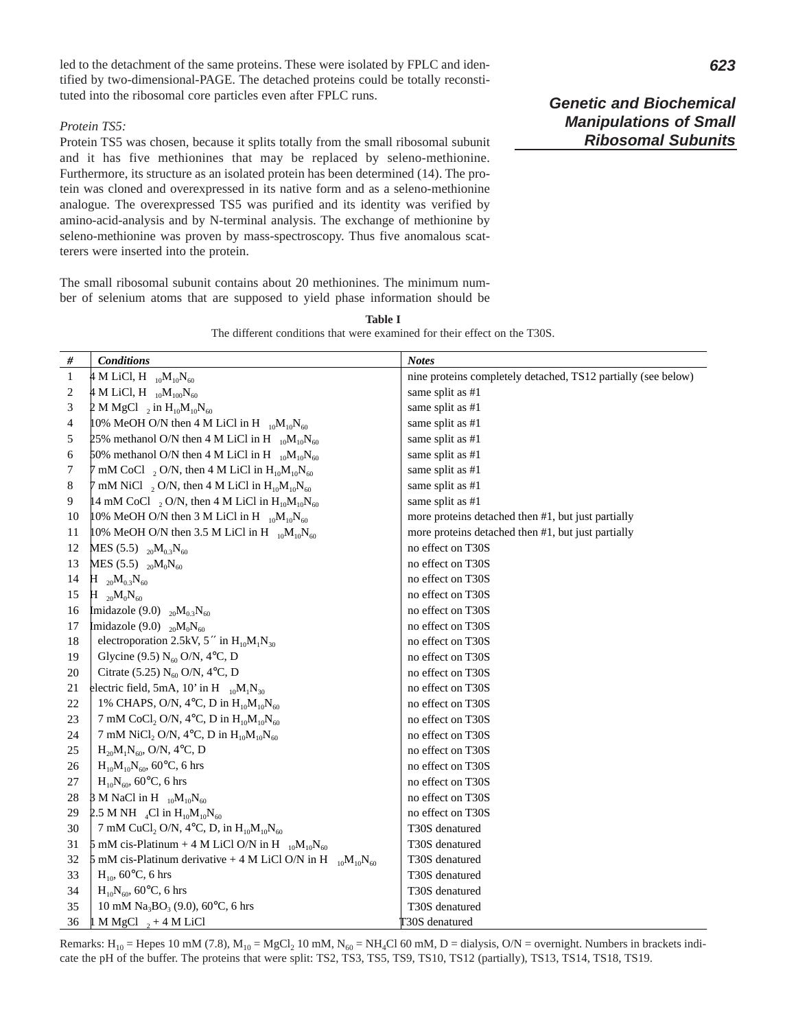led to the detachment of the same proteins. These were isolated by FPLC and identified by two-dimensional-PAGE. The detached proteins could be totally reconstituted into the ribosomal core particles even after FPLC runs.

*Protein TS5:*

Protein TS5 was chosen, because it splits totally from the small ribosomal subunit and it has five methionines that may be replaced by seleno-methionine. Furthermore, its structure as an isolated protein has been determined (14). The protein was cloned and overexpressed in its native form and as a seleno-methionine analogue. The overexpressed TS5 was purified and its identity was verified by amino-acid-analysis and by N-terminal analysis. The exchange of methionine by seleno-methionine was proven by mass-spectroscopy. Thus five anomalous scatterers were inserted into the protein.

The small ribosomal subunit contains about 20 methionines. The minimum number of selenium atoms that are supposed to yield phase information should be

**Table I**

The different conditions that were examined for their effect on the T30S.

| # | *Conditions* | *Notes* |
|---|---|---|
| 1 | 4 M LiCl, $H_{10}M_{10}N_{60}$ | nine proteins completely detached, TS12 partially (see below) |
| 2 | 4 M LiCl, $H_{10}M_{100}N_{60}$ | same split as #1 |
| 3 | 2 M $MgCl_2$ in $H_{10}M_{10}N_{60}$ | same split as #1 |
| 4 | 10% MeOH O/N then 4 M LiCl in $H_{10}M_{10}N_{60}$ | same split as #1 |
| 5 | 25% methanol O/N then 4 M LiCl in $H_{10}M_{10}N_{60}$ | same split as #1 |
| 6 | 50% methanol O/N then 4 M LiCl in $H_{10}M_{10}N_{60}$ | same split as #1 |
| 7 | 7 mM $CoCl_2$ O/N, then 4 M LiCl in $H_{10}M_{10}N_{60}$ | same split as #1 |
| 8 | 7 mM $NiCl_2$ O/N, then 4 M LiCl in $H_{10}M_{10}N_{60}$ | same split as #1 |
| 9 | 14 mM $CoCl_2$ O/N, then 4 M LiCl in $H_{10}M_{10}N_{60}$ | same split as #1 |
| 10 | 10% MeOH O/N then 3 M LiCl in $H_{10}M_{10}N_{60}$ | more proteins detached then #1, but just partially |
| 11 | 10% MeOH O/N then 3.5 M LiCl in $H_{10}M_{10}N_{60}$ | more proteins detached then #1, but just partially |
| 12 | MES (5.5) $_{20}M_{0.3}N_{60}$ | no effect on T30S |
| 13 | MES (5.5) $_{20}M_0N_{60}$ | no effect on T30S |
| 14 | $H_{20}M_{0.3}N_{60}$ | no effect on T30S |
| 15 | $H_{20}M_0N_{60}$ | no effect on T30S |
| 16 | Imidazole (9.0) $_{20}M_{0.3}N_{60}$ | no effect on T30S |
| 17 | Imidazole (9.0) $_{20}M_0N_{60}$ | no effect on T30S |
| 18 | electroporation 2.5kV, 5´´ in $H_{10}M_1N_{30}$ | no effect on T30S |
| 19 | Glycine (9.5) $N_{60}$ O/N, 4°C, D | no effect on T30S |
| 20 | Citrate (5.25) $N_{60}$ O/N, 4°C, D | no effect on T30S |
| 21 | electric field, 5mA, 10' in $H_{10}M_1N_{30}$ | no effect on T30S |
| 22 | 1% CHAPS, O/N, 4°C, D in $H_{10}M_{10}N_{60}$ | no effect on T30S |
| 23 | 7 mM $CoCl_2$ O/N, 4°C, D in $H_{10}M_{10}N_{60}$ | no effect on T30S |
| 24 | 7 mM $NiCl_2$ O/N, 4°C, D in $H_{10}M_{10}N_{60}$ | no effect on T30S |
| 25 | $H_{20}M_1N_{60}$, O/N, 4°C, D | no effect on T30S |
| 26 | $H_{10}M_{10}N_{60}$, 60°C, 6 hrs | no effect on T30S |
| 27 | $H_{10}N_{60}$, 60°C, 6 hrs | no effect on T30S |
| 28 | 3 M NaCl in $H_{10}M_{10}N_{60}$ | no effect on T30S |
| 29 | 2.5 M $NH_4Cl$ in $H_{10}M_{10}N_{60}$ | no effect on T30S |
| 30 | 7 mM $CuCl_2$ O/N, 4°C, D, in $H_{10}M_{10}N_{60}$ | T30S denatured |
| 31 | 5 mM cis-Platinum + 4 M LiCl O/N in $H_{10}M_{10}N_{60}$ | T30S denatured |
| 32 | 5 mM cis-Platinum derivative + 4 M LiCl O/N in $H_{10}M_{10}N_{60}$ | T30S denatured |
| 33 | $H_{10}$, 60°C, 6 hrs | T30S denatured |
| 34 | $H_{10}N_{60}$, 60°C, 6 hrs | T30S denatured |
| 35 | 10 mM $Na_3BO_3$ (9.0), 60°C, 6 hrs | T30S denatured |
| 36 | 1 M $MgCl_2$ + 4 M LiCl | T30S denatured |

Remarks: $H_{10}$ = Hepes 10 mM (7.8), $M_{10}$ = $MgCl_2$ 10 mM, $N_{60}$ = $NH_4Cl$ 60 mM, D = dialysis, O/N = overnight. Numbers in brackets indicate the pH of the buffer. The proteins that were split: TS2, TS3, TS5, TS9, TS10, TS12 (partially), TS13, TS14, TS18, TS19.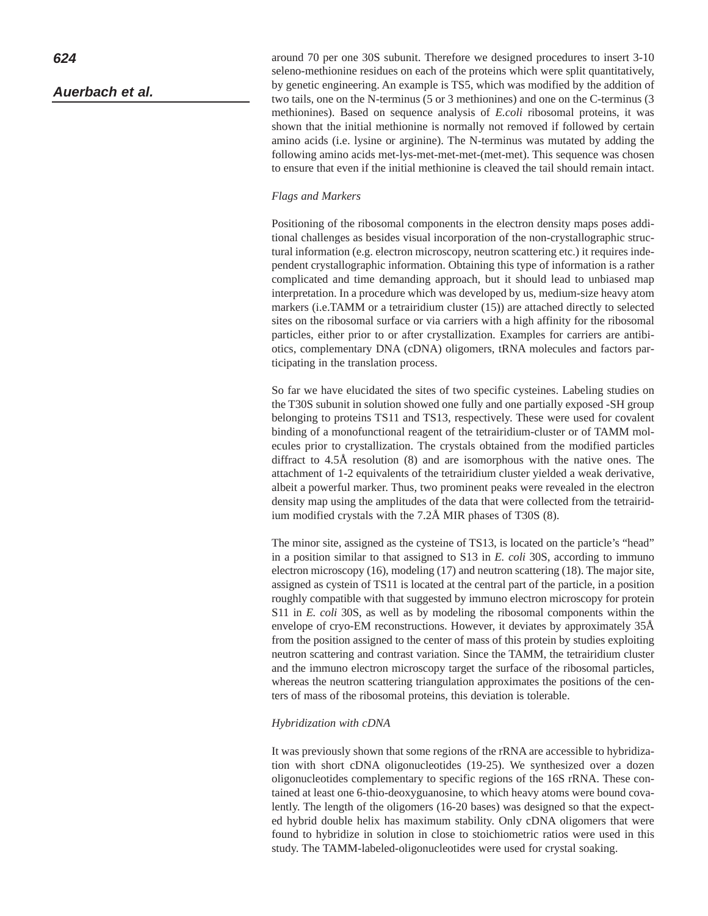around 70 per one 30S subunit. Therefore we designed procedures to insert 3-10 seleno-methionine residues on each of the proteins which were split quantitatively, by genetic engineering. An example is TS5, which was modified by the addition of two tails, one on the N-terminus (5 or 3 methionines) and one on the C-terminus (3 methionines). Based on sequence analysis of *E.coli* ribosomal proteins, it was shown that the initial methionine is normally not removed if followed by certain amino acids (i.e. lysine or arginine). The N-terminus was mutated by adding the following amino acids met-lys-met-met-met-(met-met). This sequence was chosen to ensure that even if the initial methionine is cleaved the tail should remain intact.

*Flags and Markers*

Positioning of the ribosomal components in the electron density maps poses additional challenges as besides visual incorporation of the non-crystallographic structural information (e.g. electron microscopy, neutron scattering etc.) it requires independent crystallographic information. Obtaining this type of information is a rather complicated and time demanding approach, but it should lead to unbiased map interpretation. In a procedure which was developed by us, medium-size heavy atom markers (i.e.TAMM or a tetrairidium cluster (15)) are attached directly to selected sites on the ribosomal surface or via carriers with a high affinity for the ribosomal particles, either prior to or after crystallization. Examples for carriers are antibiotics, complementary DNA (cDNA) oligomers, tRNA molecules and factors participating in the translation process.

So far we have elucidated the sites of two specific cysteines. Labeling studies on the T30S subunit in solution showed one fully and one partially exposed -SH group belonging to proteins TS11 and TS13, respectively. These were used for covalent binding of a monofunctional reagent of the tetrairidium-cluster or of TAMM molecules prior to crystallization. The crystals obtained from the modified particles diffract to 4.5Å resolution (8) and are isomorphous with the native ones. The attachment of 1-2 equivalents of the tetrairidium cluster yielded a weak derivative, albeit a powerful marker. Thus, two prominent peaks were revealed in the electron density map using the amplitudes of the data that were collected from the tetrairidium modified crystals with the 7.2Å MIR phases of T30S (8).

The minor site, assigned as the cysteine of TS13, is located on the particle's "head" in a position similar to that assigned to S13 in *E. coli* 30S, according to immuno electron microscopy (16), modeling (17) and neutron scattering (18). The major site, assigned as cystein of TS11 is located at the central part of the particle, in a position roughly compatible with that suggested by immuno electron microscopy for protein S11 in *E. coli* 30S, as well as by modeling the ribosomal components within the envelope of cryo-EM reconstructions. However, it deviates by approximately 35Å from the position assigned to the center of mass of this protein by studies exploiting neutron scattering and contrast variation. Since the TAMM, the tetrairidium cluster and the immuno electron microscopy target the surface of the ribosomal particles, whereas the neutron scattering triangulation approximates the positions of the centers of mass of the ribosomal proteins, this deviation is tolerable.

*Hybridization with cDNA*

It was previously shown that some regions of the rRNA are accessible to hybridization with short cDNA oligonucleotides (19-25). We synthesized over a dozen oligonucleotides complementary to specific regions of the 16S rRNA. These contained at least one 6-thio-deoxyguanosine, to which heavy atoms were bound covalently. The length of the oligomers (16-20 bases) was designed so that the expected hybrid double helix has maximum stability. Only cDNA oligomers that were found to hybridize in solution in close to stoichiometric ratios were used in this study. The TAMM-labeled-oligonucleotides were used for crystal soaking.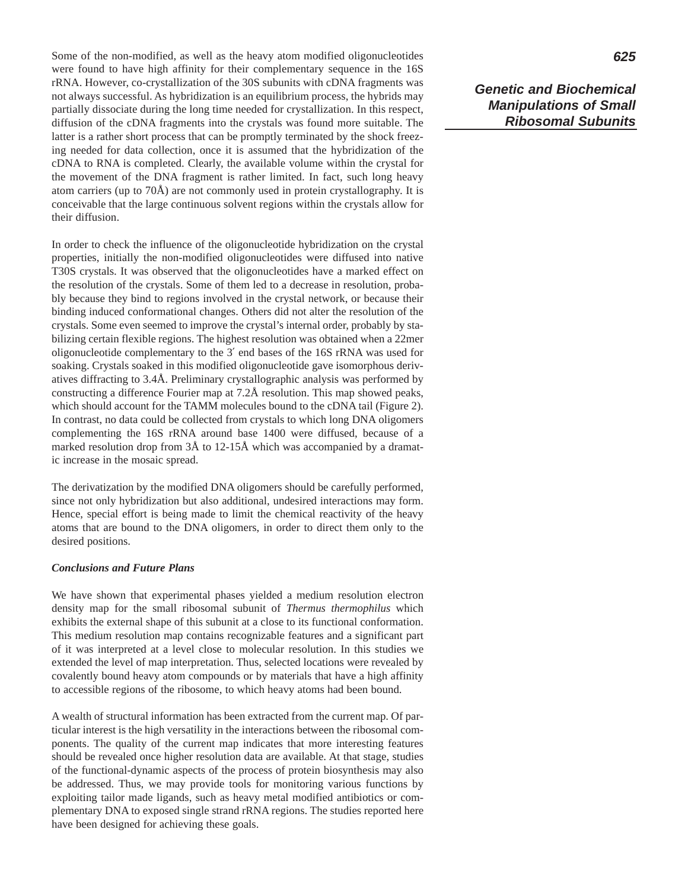Some of the non-modified, as well as the heavy atom modified oligonucleotides were found to have high affinity for their complementary sequence in the 16S rRNA. However, co-crystallization of the 30S subunits with cDNA fragments was not always successful. As hybridization is an equilibrium process, the hybrids may partially dissociate during the long time needed for crystallization. In this respect, diffusion of the cDNA fragments into the crystals was found more suitable. The latter is a rather short process that can be promptly terminated by the shock freezing needed for data collection, once it is assumed that the hybridization of the cDNA to RNA is completed. Clearly, the available volume within the crystal for the movement of the DNA fragment is rather limited. In fact, such long heavy atom carriers (up to 70Å) are not commonly used in protein crystallography. It is conceivable that the large continuous solvent regions within the crystals allow for their diffusion.

In order to check the influence of the oligonucleotide hybridization on the crystal properties, initially the non-modified oligonucleotides were diffused into native T30S crystals. It was observed that the oligonucleotides have a marked effect on the resolution of the crystals. Some of them led to a decrease in resolution, probably because they bind to regions involved in the crystal network, or because their binding induced conformational changes. Others did not alter the resolution of the crystals. Some even seemed to improve the crystal's internal order, probably by stabilizing certain flexible regions. The highest resolution was obtained when a 22mer oligonucleotide complementary to the 3′ end bases of the 16S rRNA was used for soaking. Crystals soaked in this modified oligonucleotide gave isomorphous derivatives diffracting to 3.4Å. Preliminary crystallographic analysis was performed by constructing a difference Fourier map at 7.2Å resolution. This map showed peaks, which should account for the TAMM molecules bound to the cDNA tail (Figure 2). In contrast, no data could be collected from crystals to which long DNA oligomers complementing the 16S rRNA around base 1400 were diffused, because of a marked resolution drop from 3Å to 12-15Å which was accompanied by a dramatic increase in the mosaic spread.

The derivatization by the modified DNA oligomers should be carefully performed, since not only hybridization but also additional, undesired interactions may form. Hence, special effort is being made to limit the chemical reactivity of the heavy atoms that are bound to the DNA oligomers, in order to direct them only to the desired positions.

### *Conclusions and Future Plans*

We have shown that experimental phases yielded a medium resolution electron density map for the small ribosomal subunit of *Thermus thermophilus* which exhibits the external shape of this subunit at a close to its functional conformation. This medium resolution map contains recognizable features and a significant part of it was interpreted at a level close to molecular resolution. In this studies we extended the level of map interpretation. Thus, selected locations were revealed by covalently bound heavy atom compounds or by materials that have a high affinity to accessible regions of the ribosome, to which heavy atoms had been bound.

A wealth of structural information has been extracted from the current map. Of particular interest is the high versatility in the interactions between the ribosomal components. The quality of the current map indicates that more interesting features should be revealed once higher resolution data are available. At that stage, studies of the functional-dynamic aspects of the process of protein biosynthesis may also be addressed. Thus, we may provide tools for monitoring various functions by exploiting tailor made ligands, such as heavy metal modified antibiotics or complementary DNA to exposed single strand rRNA regions. The studies reported here have been designed for achieving these goals.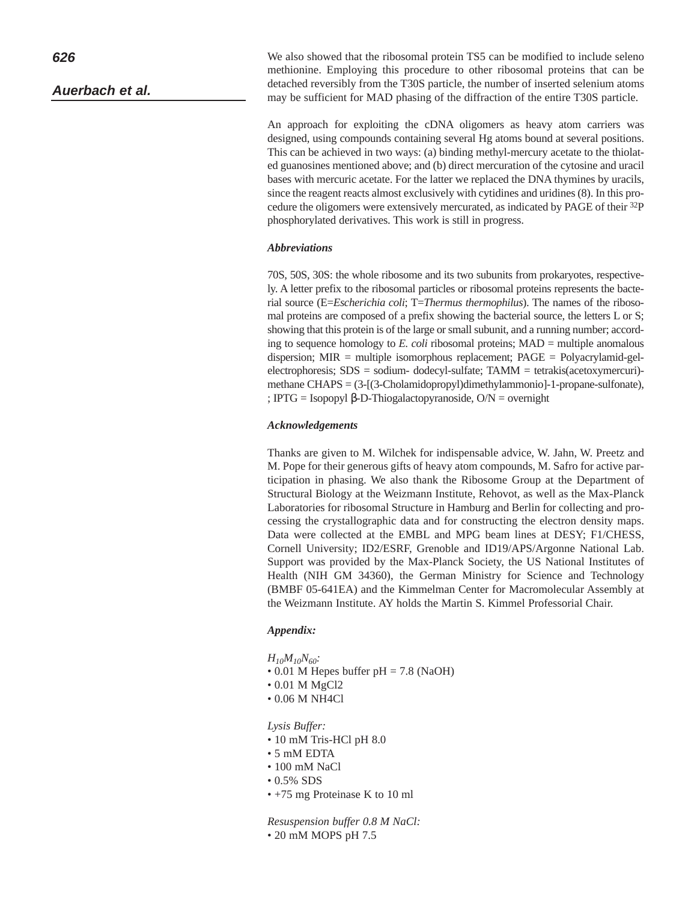We also showed that the ribosomal protein TS5 can be modified to include seleno methionine. Employing this procedure to other ribosomal proteins that can be detached reversibly from the T30S particle, the number of inserted selenium atoms may be sufficient for MAD phasing of the diffraction of the entire T30S particle.

An approach for exploiting the cDNA oligomers as heavy atom carriers was designed, using compounds containing several Hg atoms bound at several positions. This can be achieved in two ways: (a) binding methyl-mercury acetate to the thiolated guanosines mentioned above; and (b) direct mercuration of the cytosine and uracil bases with mercuric acetate. For the latter we replaced the DNA thymines by uracils, since the reagent reacts almost exclusively with cytidines and uridines (8). In this procedure the oligomers were extensively mercurated, as indicated by PAGE of their $^{32}$P phosphorylated derivatives. This work is still in progress.

### *Abbreviations*

70S, 50S, 30S: the whole ribosome and its two subunits from prokaryotes, respectively. A letter prefix to the ribosomal particles or ribosomal proteins represents the bacterial source (E=*Escherichia coli*; T=*Thermus thermophilus*). The names of the ribosomal proteins are composed of a prefix showing the bacterial source, the letters L or S; showing that this protein is of the large or small subunit, and a running number; according to sequence homology to *E. coli* ribosomal proteins; MAD = multiple anomalous dispersion; MIR = multiple isomorphous replacement; PAGE = Polyacrylamid-gel-electrophoresis; SDS = sodium- dodecyl-sulfate; TAMM = tetrakis(acetoxymercuri)-methane CHAPS = (3-[(3-Cholamidopropyl)dimethylammonio]-1-propane-sulfonate), ; IPTG = Isopopyl β-D-Thiogalactopyranoside, O/N = overnight

### *Acknowledgements*

Thanks are given to M. Wilchek for indispensable advice, W. Jahn, W. Preetz and M. Pope for their generous gifts of heavy atom compounds, M. Safro for active participation in phasing. We also thank the Ribosome Group at the Department of Structural Biology at the Weizmann Institute, Rehovot, as well as the Max-Planck Laboratories for ribosomal Structure in Hamburg and Berlin for collecting and processing the crystallographic data and for constructing the electron density maps. Data were collected at the EMBL and MPG beam lines at DESY; F1/CHESS, Cornell University; ID2/ESRF, Grenoble and ID19/APS/Argonne National Lab. Support was provided by the Max-Planck Society, the US National Institutes of Health (NIH GM 34360), the German Ministry for Science and Technology (BMBF 05-641EA) and the Kimmelman Center for Macromolecular Assembly at the Weizmann Institute. AY holds the Martin S. Kimmel Professorial Chair.

### *Appendix:*

*$H_{10}M_{10}N_{60}$:*

- 0.01 M Hepes buffer pH = 7.8 (NaOH)
- 0.01 M MgCl2
- 0.06 M NH4Cl

*Lysis Buffer:*

- 10 mM Tris-HCl pH 8.0
- 5 mM EDTA
- 100 mM NaCl
- 0.5% SDS
- +75 mg Proteinase K to 10 ml

*Resuspension buffer 0.8 M NaCl:*

- 20 mM MOPS pH 7.5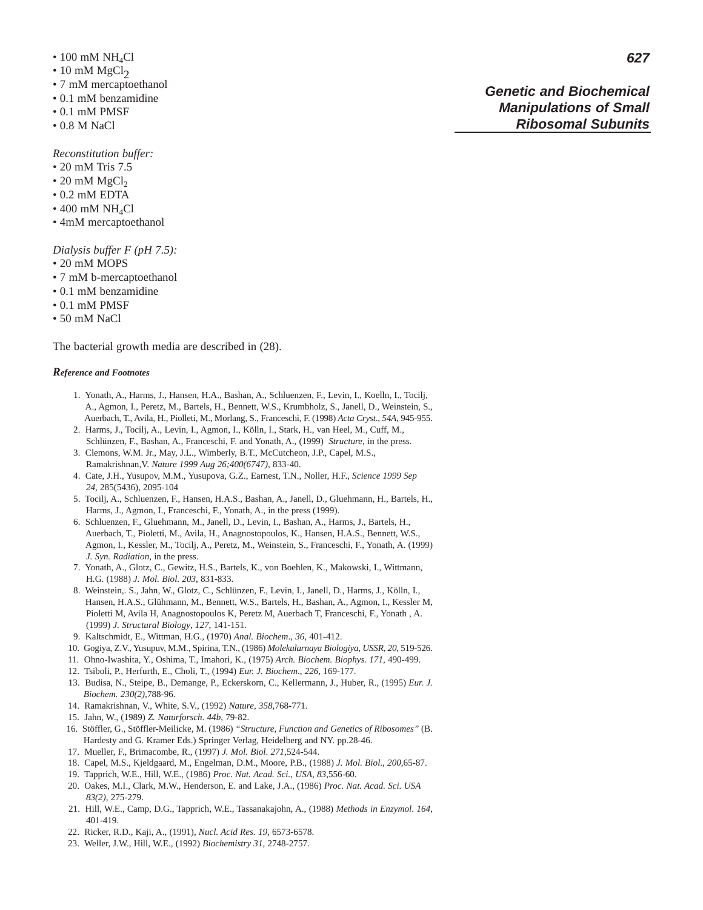- 100 mM $NH_4Cl$
- 10 mM $MgCl_2$
- 7 mM mercaptoethanol
- 0.1 mM benzamidine
- 0.1 mM PMSF
- 0.8 M NaCl

*Reconstitution buffer:*

- 20 mM Tris 7.5
- 20 mM $MgCl_2$
- 0.2 mM EDTA
- 400 mM $NH_4Cl$
- 4mM mercaptoethanol

*Dialysis buffer F (pH 7.5):*

- 20 mM MOPS
- 7 mM b-mercaptoethanol
- 0.1 mM benzamidine
- 0.1 mM PMSF
- 50 mM NaCl

The bacterial growth media are described in (28).

### *Reference and Footnotes*

1. Yonath, A., Harms, J., Hansen, H.A., Bashan, A., Schluenzen, F., Levin, I., Koelln, I., Tocilj, A., Agmon, I., Peretz, M., Bartels, H., Bennett, W.S., Krumbholz, S., Janell, D., Weinstein, S., Auerbach, T., Avila, H., Piolleti, M., Morlang, S., Franceschi, F. (1998) *Acta Cryst*., *54A*, 945-955.
2. Harms, J., Tocilj, A., Levin, I., Agmon, I., Kölln, I., Stark, H., van Heel, M., Cuff, M., Schlünzen, F., Bashan, A., Franceschi, F. and Yonath, A., (1999) *Structure*, in the press.
3. Clemons, W.M. Jr., May, J.L., Wimberly, B.T., McCutcheon, J.P., Capel, M.S., Ramakrishnan,V. *Nature 1999 Aug 26;400(6747)*, 833-40.
4. Cate, J.H., Yusupov, M.M., Yusupova, G.Z., Earnest, T.N., Noller, H.F., *Science 1999 Sep 24*, 285(5436), 2095-104
5. Tocilj, A., Schluenzen, F., Hansen, H.A.S., Bashan, A., Janell, D., Gluehmann, H., Bartels, H., Harms, J., Agmon, I., Franceschi, F., Yonath, A., in the press (1999).
6. Schluenzen, F., Gluehmann, M., Janell, D., Levin, I., Bashan, A., Harms, J., Bartels, H., Auerbach, T., Pioletti, M., Avila, H., Anagnostopoulos, K., Hansen, H.A.S., Bennett, W.S., Agmon, I., Kessler, M., Tocilj, A., Peretz, M., Weinstein, S., Franceschi, F., Yonath, A. (1999) *J. Syn. Radiation*, in the press.
7. Yonath, A., Glotz, C., Gewitz, H.S., Bartels, K., von Boehlen, K., Makowski, I., Wittmann, H.G. (1988) *J. Mol. Biol. 203*, 831-833.
8. Weinstein,. S., Jahn, W., Glotz, C., Schlünzen, F., Levin, I., Janell, D., Harms, J., Kölln, I., Hansen, H.A.S., Glühmann, M., Bennett, W.S., Bartels, H., Bashan, A., Agmon, I., Kessler M, Pioletti M, Avila H, Anagnostopoulos K, Peretz M, Auerbach T, Franceschi, F., Yonath , A. (1999) *J. Structural Biology*, *127*, 141-151.
9. Kaltschmidt, E., Wittman, H.G., (1970) *Anal. Biochem*., *36*, 401-412.
10. Gogiya, Z.V., Yusupuv, M.M., Spirina, T.N., (1986) *Molekularnaya Biologiya, USSR*, *20*, 519-526.
11. Ohno-Iwashita, Y., Oshima, T., Imahori, K., (1975) *Arch. Biochem. Biophys. 171*, 490-499.
12. Tsiboli, P., Herfurth, E., Choli, T., (1994) *Eur. J. Biochem*., *226*, 169-177.
13. Budisa, N., Steipe, B., Demange, P., Eckerskorn, C., Kellermann, J., Huber, R., (1995) *Eur. J. Biochem. 230(2)*,788-96.
14. Ramakrishnan, V., White, S.V., (1992) *Nature*, *358*,768-771.
15. Jahn, W., (1989) *Z. Naturforsch. 44b*, 79-82.
16. Stöffler, G., Stöffler-Meilicke, M. (1986) *"Structure, Function and Genetics of Ribosomes"* (B. Hardesty and G. Kramer Eds.) Springer Verlag, Heidelberg and NY. pp.28-46.
17. Mueller, F., Brimacombe, R., (1997) *J. Mol. Biol*. *271*,524-544.
18. Capel, M.S., Kjeldgaard, M., Engelman, D.M., Moore, P.B., (1988) *J. Mol. Biol*., *200*,65-87.
19. Tapprich, W.E., Hill, W.E., (1986) *Proc. Nat. Acad. Sci.*, *USA*, *83*,556-60.
20. Oakes, M.I., Clark, M.W., Henderson, E. and Lake, J.A., (1986) *Proc. Nat. Acad. Sci. USA 83(2)*, 275-279.
21. Hill, W.E., Camp, D.G., Tapprich, W.E., Tassanakajohn, A., (1988) *Methods in Enzymol*. *164*, 401-419.
22. Ricker, R.D., Kaji, A., (1991), *Nucl. Acid Res. 19*, 6573-6578.
23. Weller, J.W., Hill, W.E., (1992) *Biochemistry 31*, 2748-2757.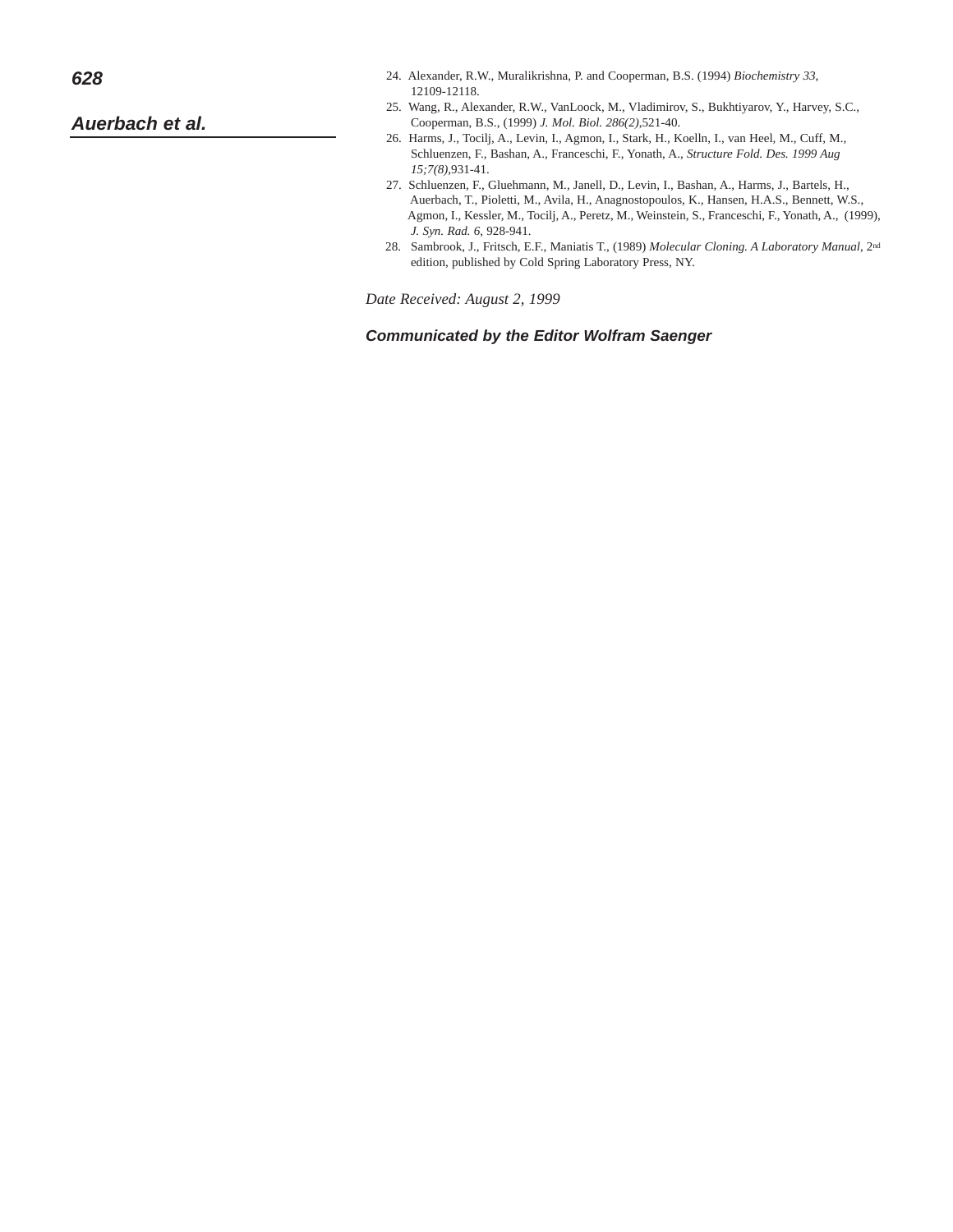24. Alexander, R.W., Muralikrishna, P. and Cooperman, B.S. (1994) *Biochemistry 33*, 12109-12118.
25. Wang, R., Alexander, R.W., VanLoock, M., Vladimirov, S., Bukhtiyarov, Y., Harvey, S.C., Cooperman, B.S., (1999) *J. Mol. Biol. 286(2)*,521-40.
26. Harms, J., Tocilj, A., Levin, I., Agmon, I., Stark, H., Koelln, I., van Heel, M., Cuff, M., Schluenzen, F., Bashan, A., Franceschi, F., Yonath, A., *Structure Fold. Des. 1999 Aug 15;7(8)*,931-41.
27. Schluenzen, F., Gluehmann, M., Janell, D., Levin, I., Bashan, A., Harms, J., Bartels, H., Auerbach, T., Pioletti, M., Avila, H., Anagnostopoulos, K., Hansen, H.A.S., Bennett, W.S., Agmon, I., Kessler, M., Tocilj, A., Peretz, M., Weinstein, S., Franceschi, F., Yonath, A., (1999), *J. Syn. Rad. 6*, 928-941.
28. Sambrook, J., Fritsch, E.F., Maniatis T., (1989) *Molecular Cloning. A Laboratory Manual*, 2nd edition, published by Cold Spring Laboratory Press, NY.

*Date Received: August 2, 1999*

***Communicated by the Editor Wolfram Saenger***